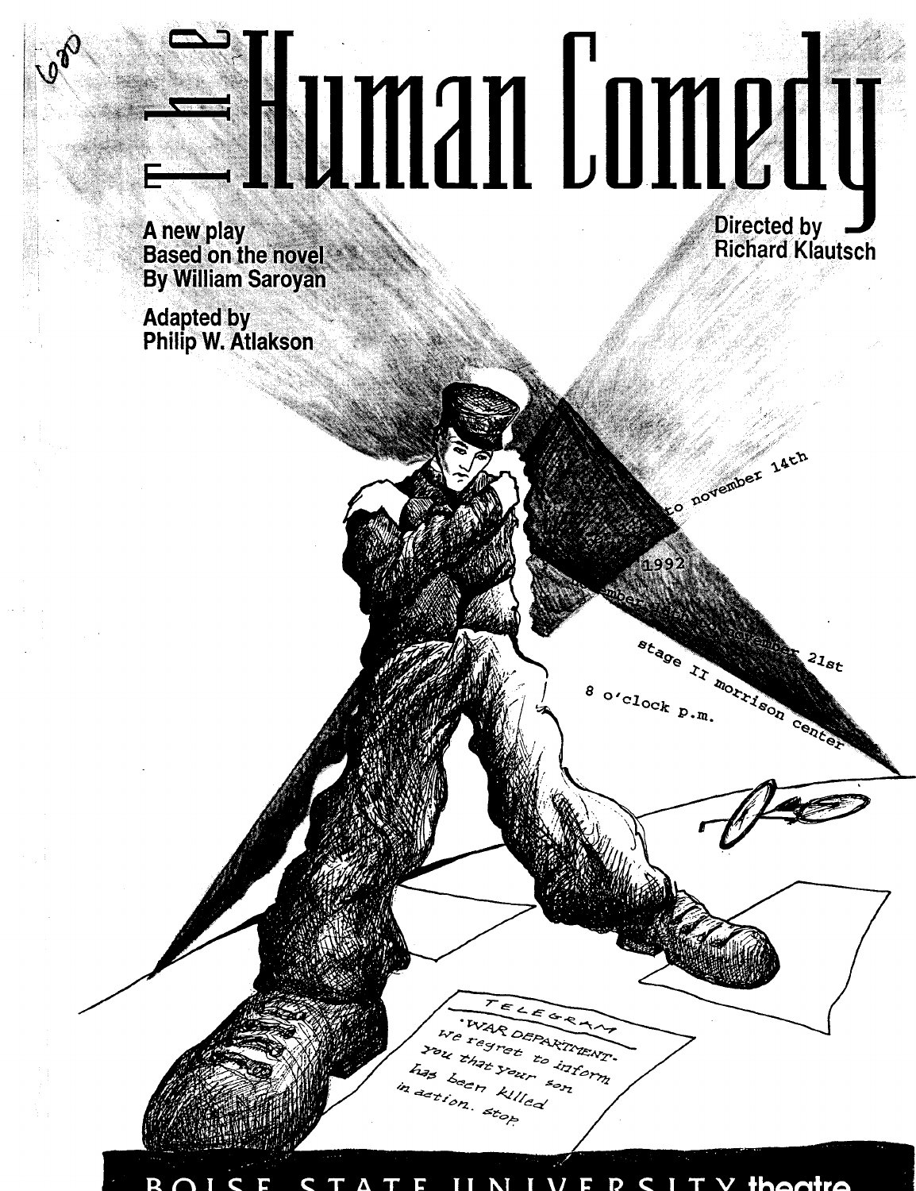# The Human Comedy

A new play
Based on the novel
By William Saroyan

Adapted by
Philip W. Atlakson

Directed by
Richard Klautsch

to november 14th

1992

mber ... november 21st

stage II morrison center

8 o'clock p.m.

TELEGRAM
·WAR DEPARTMENT·
We regret to inform
you that your son
has been killed
in action. stop.

BOISE STATE UNIVERSITY theatre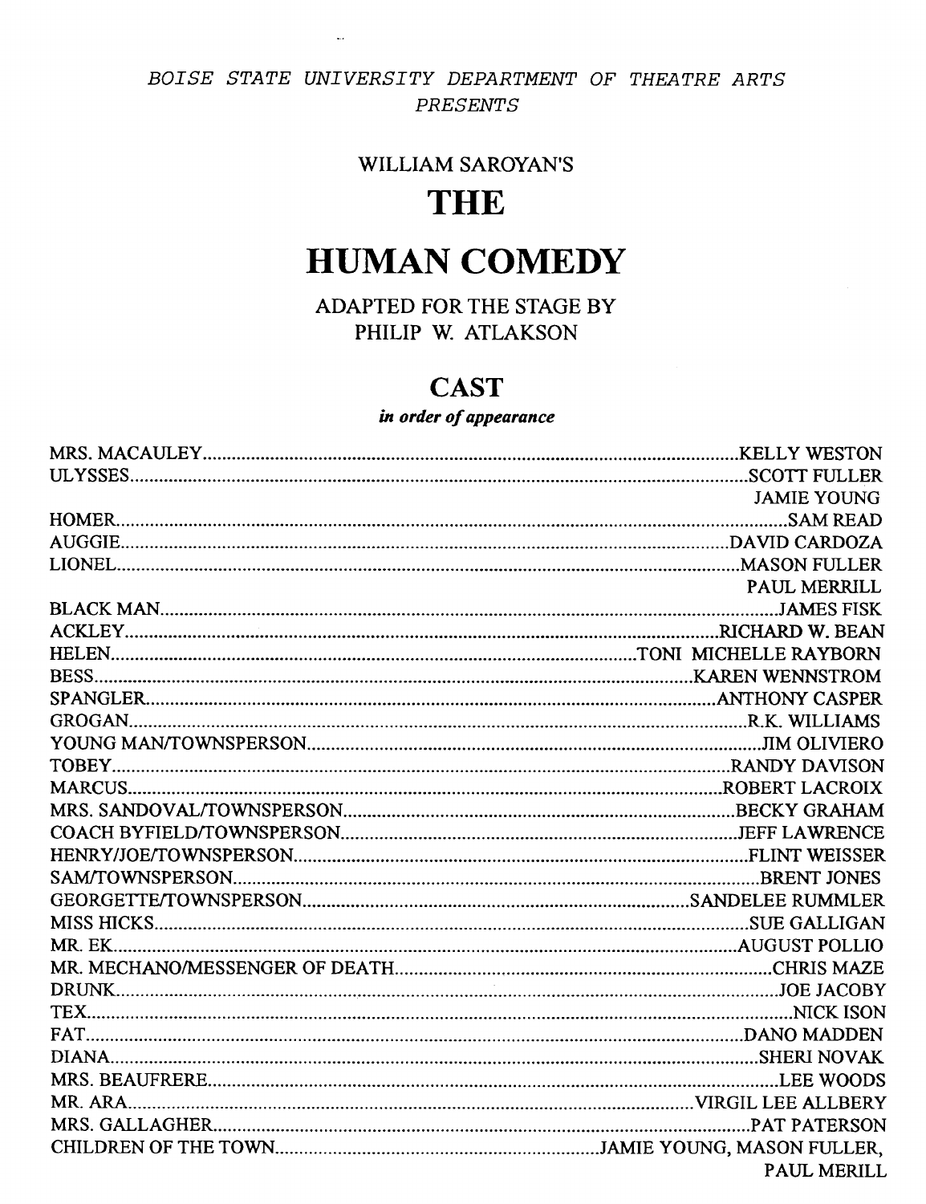*BOISE STATE UNIVERSITY DEPARTMENT OF THEATRE ARTS*
*PRESENTS*

WILLIAM SAROYAN'S

# THE

# HUMAN COMEDY

ADAPTED FOR THE STAGE BY
PHILIP W. ATLAKSON

## CAST

***in order of appearance***

| Role | Actor |
|---|---|
| MRS. MACAULEY | KELLY WESTON |
| ULYSSES | SCOTT FULLER |
| | JAMIE YOUNG |
| HOMER | SAM READ |
| AUGGIE | DAVID CARDOZA |
| LIONEL | MASON FULLER |
| | PAUL MERRILL |
| BLACK MAN | JAMES FISK |
| ACKLEY | RICHARD W. BEAN |
| HELEN | TONI MICHELLE RAYBORN |
| BESS | KAREN WENNSTROM |
| SPANGLER | ANTHONY CASPER |
| GROGAN | R.K. WILLIAMS |
| YOUNG MAN/TOWNSPERSON | JIM OLIVIERO |
| TOBEY | RANDY DAVISON |
| MARCUS | ROBERT LACROIX |
| MRS. SANDOVAL/TOWNSPERSON | BECKY GRAHAM |
| COACH BYFIELD/TOWNSPERSON | JEFF LAWRENCE |
| HENRY/JOE/TOWNSPERSON | FLINT WEISSER |
| SAM/TOWNSPERSON | BRENT JONES |
| GEORGETTE/TOWNSPERSON | SANDELEE RUMMLER |
| MISS HICKS | SUE GALLIGAN |
| MR. EK | AUGUST POLLIO |
| MR. MECHANO/MESSENGER OF DEATH | CHRIS MAZE |
| DRUNK | JOE JACOBY |
| TEX | NICK ISON |
| FAT | DANO MADDEN |
| DIANA | SHERI NOVAK |
| MRS. BEAUFRERE | LEE WOODS |
| MR. ARA | VIRGIL LEE ALLBERY |
| MRS. GALLAGHER | PAT PATERSON |
| CHILDREN OF THE TOWN | JAMIE YOUNG, MASON FULLER, PAUL MERILL |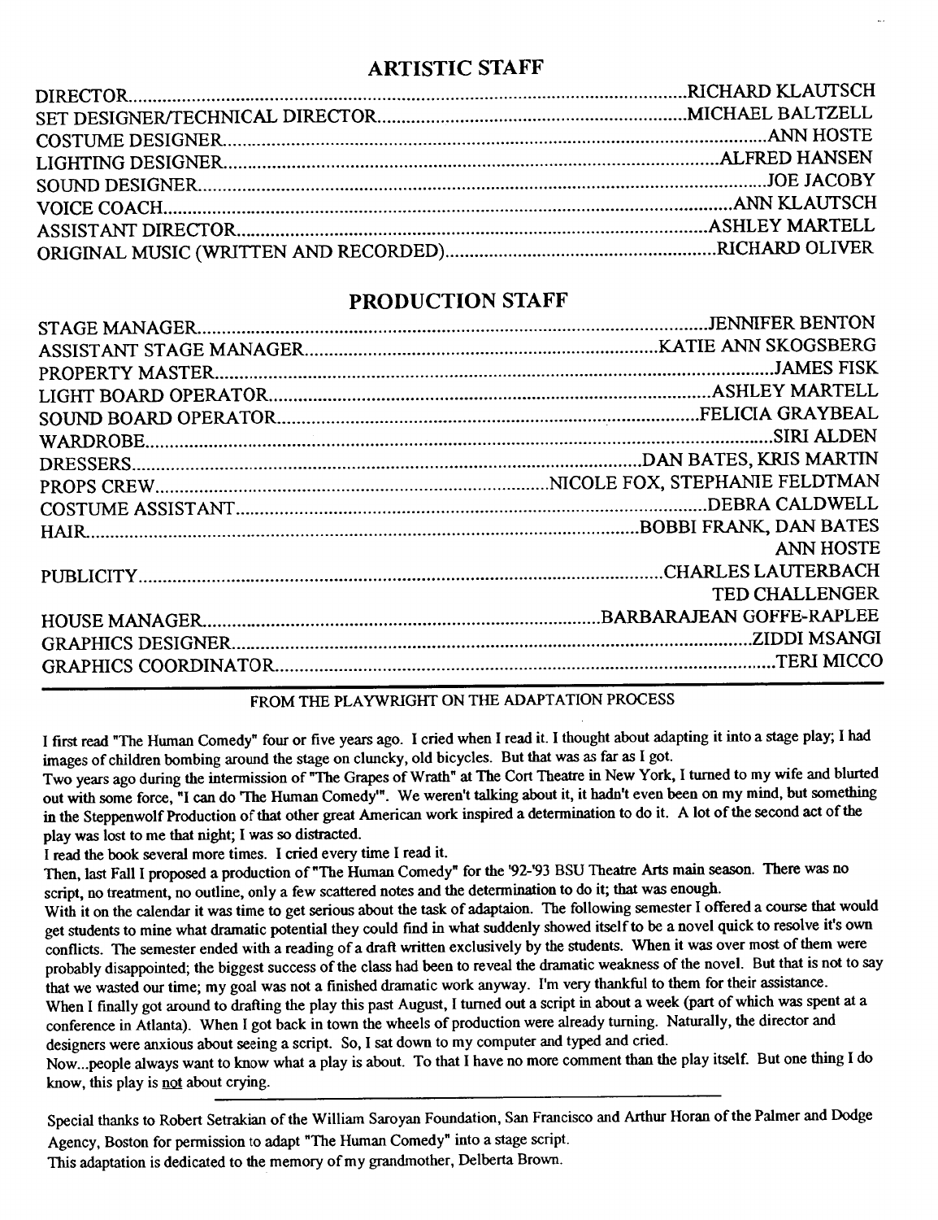## ARTISTIC STAFF

| | |
|---|---|
| DIRECTOR | RICHARD KLAUTSCH |
| SET DESIGNER/TECHNICAL DIRECTOR | MICHAEL BALTZELL |
| COSTUME DESIGNER | ANN HOSTE |
| LIGHTING DESIGNER | ALFRED HANSEN |
| SOUND DESIGNER | JOE JACOBY |
| VOICE COACH | ANN KLAUTSCH |
| ASSISTANT DIRECTOR | ASHLEY MARTELL |
| ORIGINAL MUSIC (WRITTEN AND RECORDED) | RICHARD OLIVER |

## PRODUCTION STAFF

| | |
|---|---|
| STAGE MANAGER | JENNIFER BENTON |
| ASSISTANT STAGE MANAGER | KATIE ANN SKOGSBERG |
| PROPERTY MASTER | JAMES FISK |
| LIGHT BOARD OPERATOR | ASHLEY MARTELL |
| SOUND BOARD OPERATOR | FELICIA GRAYBEAL |
| WARDROBE | SIRI ALDEN |
| DRESSERS | DAN BATES, KRIS MARTIN |
| PROPS CREW | NICOLE FOX, STEPHANIE FELDTMAN |
| COSTUME ASSISTANT | DEBRA CALDWELL |
| HAIR | BOBBI FRANK, DAN BATES<br>ANN HOSTE |
| PUBLICITY | CHARLES LAUTERBACH<br>TED CHALLENGER |
| HOUSE MANAGER | BARBARAJEAN GOFFE-RAPLEE |
| GRAPHICS DESIGNER | ZIDDI MSANGI |
| GRAPHICS COORDINATOR | TERI MICCO |

---

FROM THE PLAYWRIGHT ON THE ADAPTATION PROCESS

I first read "The Human Comedy" four or five years ago. I cried when I read it. I thought about adapting it into a stage play; I had images of children bombing around the stage on cluncky, old bicycles. But that was as far as I got.

Two years ago during the intermission of "The Grapes of Wrath" at The Cort Theatre in New York, I turned to my wife and blurted out with some force, "I can do 'The Human Comedy'". We weren't talking about it, it hadn't even been on my mind, but something in the Steppenwolf Production of that other great American work inspired a determination to do it. A lot of the second act of the play was lost to me that night; I was so distracted.

I read the book several more times. I cried every time I read it.

Then, last Fall I proposed a production of "The Human Comedy" for the '92-'93 BSU Theatre Arts main season. There was no script, no treatment, no outline, only a few scattered notes and the determination to do it; that was enough.

With it on the calendar it was time to get serious about the task of adaptaion. The following semester I offered a course that would get students to mine what dramatic potential they could find in what suddenly showed itself to be a novel quick to resolve it's own conflicts. The semester ended with a reading of a draft written exclusively by the students. When it was over most of them were probably disappointed; the biggest success of the class had been to reveal the dramatic weakness of the novel. But that is not to say that we wasted our time; my goal was not a finished dramatic work anyway. I'm very thankful to them for their assistance.

When I finally got around to drafting the play this past August, I turned out a script in about a week (part of which was spent at a conference in Atlanta). When I got back in town the wheels of production were already turning. Naturally, the director and designers were anxious about seeing a script. So, I sat down to my computer and typed and cried.

Now...people always want to know what a play is about. To that I have no more comment than the play itself. But one thing I do know, this play is <u>not</u> about crying.

---

Special thanks to Robert Setrakian of the William Saroyan Foundation, San Francisco and Arthur Horan of the Palmer and Dodge Agency, Boston for permission to adapt "The Human Comedy" into a stage script.

This adaptation is dedicated to the memory of my grandmother, Delberta Brown.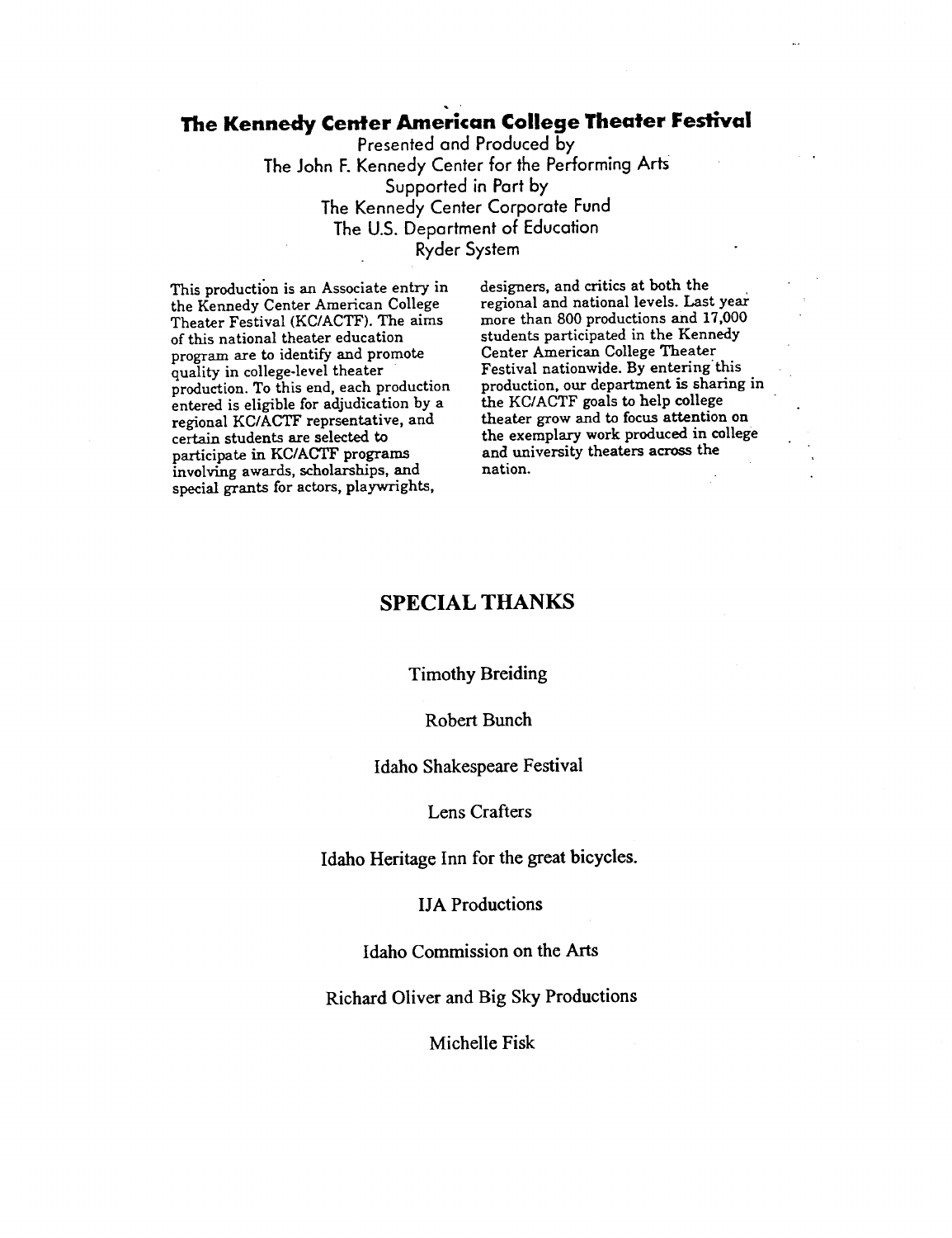## The Kennedy Center American College Theater Festival

Presented and Produced by
The John F. Kennedy Center for the Performing Arts
Supported in Part by
The Kennedy Center Corporate Fund
The U.S. Department of Education
Ryder System

This production is an Associate entry in the Kennedy Center American College Theater Festival (KC/ACTF). The aims of this national theater education program are to identify and promote quality in college-level theater production. To this end, each production entered is eligible for adjudication by a regional KC/ACTF reprsentative, and certain students are selected to participate in KC/ACTF programs involving awards, scholarships, and special grants for actors, playwrights, designers, and critics at both the regional and national levels. Last year more than 800 productions and 17,000 students participated in the Kennedy Center American College Theater Festival nationwide. By entering this production, our department is sharing in the KC/ACTF goals to help college theater grow and to focus attention on the exemplary work produced in college and university theaters across the nation.

## SPECIAL THANKS

Timothy Breiding

Robert Bunch

Idaho Shakespeare Festival

Lens Crafters

Idaho Heritage Inn for the great bicycles.

IJA Productions

Idaho Commission on the Arts

Richard Oliver and Big Sky Productions

Michelle Fisk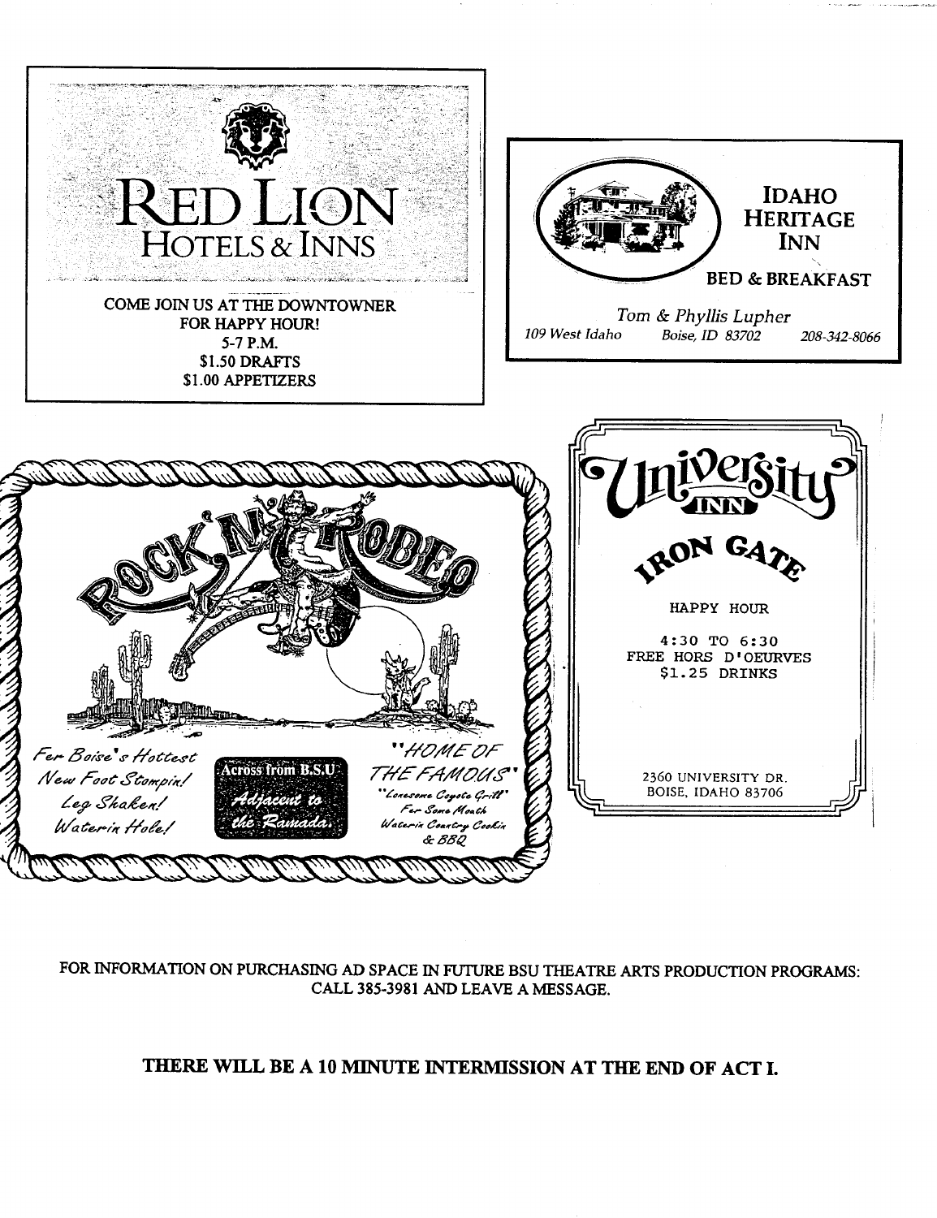# RED LION
## HOTELS & INNS

COME JOIN US AT THE DOWNTOWNER
FOR HAPPY HOUR!
5-7 P.M.
$1.50 DRAFTS
$1.00 APPETIZERS

---

# IDAHO HERITAGE INN

**BED & BREAKFAST**

*Tom & Phyllis Lupher*
*109 West Idaho    Boise, ID 83702    208-342-8066*

---

# ROCK'N RODEO

*For Boise's Hottest New Foot Stompin! Leg Shaken! Waterin Hole!*

**Across from B.S.U.**
*Adjacent to the Ramada.*

*"HOME OF THE FAMOUS" "Lonesome Coyote Grill" For Some Mouth Waterin Country Cookin & BBQ*

---

# University INN
## IRON GATE

HAPPY HOUR

4:30 TO 6:30
FREE HORS D'OEURVES
$1.25 DRINKS

2360 UNIVERSITY DR.
BOISE, IDAHO 83706

---

FOR INFORMATION ON PURCHASING AD SPACE IN FUTURE BSU THEATRE ARTS PRODUCTION PROGRAMS: CALL 385-3981 AND LEAVE A MESSAGE.

**THERE WILL BE A 10 MINUTE INTERMISSION AT THE END OF ACT I.**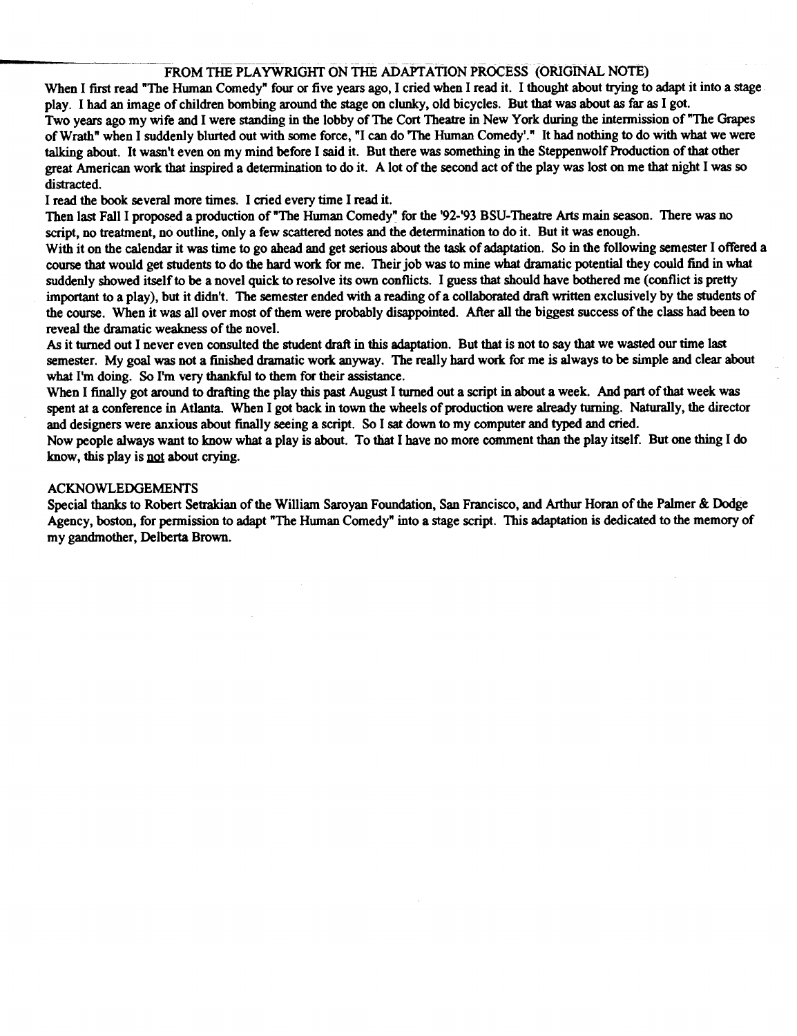## FROM THE PLAYWRIGHT ON THE ADAPTATION PROCESS (ORIGINAL NOTE)

When I first read "The Human Comedy" four or five years ago, I cried when I read it. I thought about trying to adapt it into a stage play. I had an image of children bombing around the stage on clunky, old bicycles. But that was about as far as I got.

Two years ago my wife and I were standing in the lobby of The Cort Theatre in New York during the intermission of "The Grapes of Wrath" when I suddenly blurted out with some force, "I can do 'The Human Comedy'." It had nothing to do with what we were talking about. It wasn't even on my mind before I said it. But there was something in the Steppenwolf Production of that other great American work that inspired a determination to do it. A lot of the second act of the play was lost on me that night I was so distracted.

I read the book several more times. I cried every time I read it.

Then last Fall I proposed a production of "The Human Comedy" for the '92-'93 BSU-Theatre Arts main season. There was no script, no treatment, no outline, only a few scattered notes and the determination to do it. But it was enough.

With it on the calendar it was time to go ahead and get serious about the task of adaptation. So in the following semester I offered a course that would get students to do the hard work for me. Their job was to mine what dramatic potential they could find in what suddenly showed itself to be a novel quick to resolve its own conflicts. I guess that should have bothered me (conflict is pretty important to a play), but it didn't. The semester ended with a reading of a collaborated draft written exclusively by the students of the course. When it was all over most of them were probably disappointed. After all the biggest success of the class had been to reveal the dramatic weakness of the novel.

As it turned out I never even consulted the student draft in this adaptation. But that is not to say that we wasted our time last semester. My goal was not a finished dramatic work anyway. The really hard work for me is always to be simple and clear about what I'm doing. So I'm very thankful to them for their assistance.

When I finally got around to drafting the play this past August I turned out a script in about a week. And part of that week was spent at a conference in Atlanta. When I got back in town the wheels of production were already turning. Naturally, the director and designers were anxious about finally seeing a script. So I sat down to my computer and typed and cried.

Now people always want to know what a play is about. To that I have no more comment than the play itself. But one thing I do know, this play is <u>not</u> about crying.

## ACKNOWLEDGEMENTS

Special thanks to Robert Setrakian of the William Saroyan Foundation, San Francisco, and Arthur Horan of the Palmer & Dodge Agency, boston, for permission to adapt "The Human Comedy" into a stage script. This adaptation is dedicated to the memory of my gandmother, Delberta Brown.